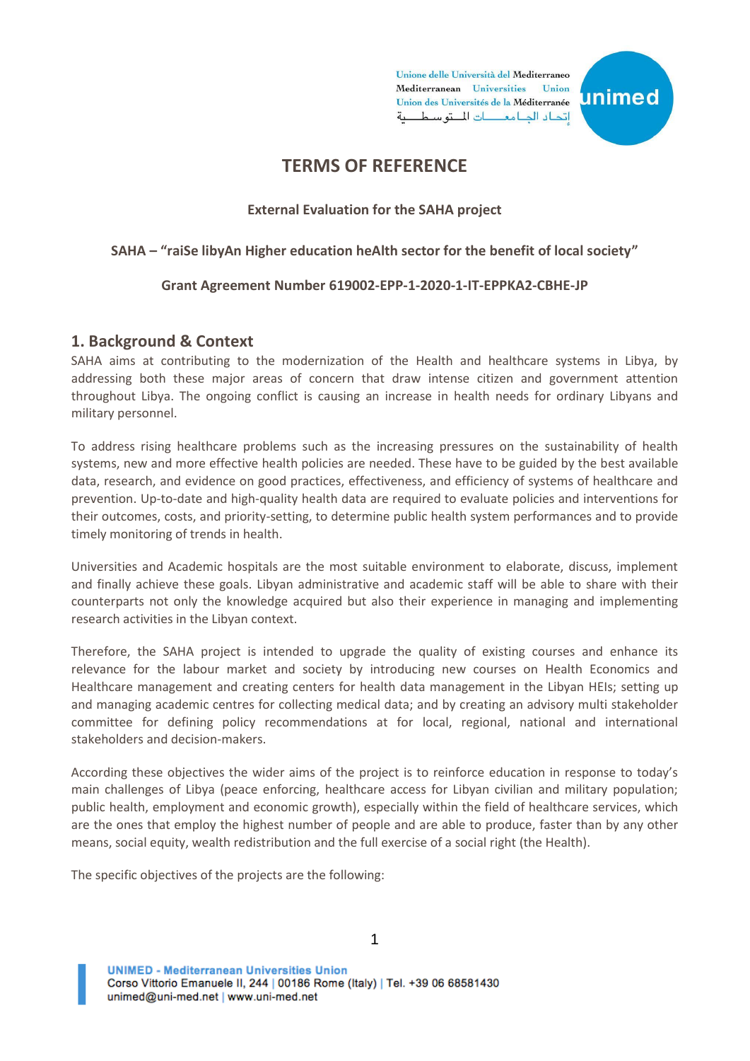# TERMS OF REFERENCE

**External Evaluation for the SAHA project**

**SAHA – "raiSe libyAn Higher education heAlth sector for the benefit of local society"**

**Grant Agreement Number 619002-EPP-1-2020-1-IT-EPPKA2-CBHE-JP**

## 1. Background & Context

SAHA aims at contributing to the modernization of the Health and healthcare systems in Libya, by addressing both these major areas of concern that draw intense citizen and government attention throughout Libya. The ongoing conflict is causing an increase in health needs for ordinary Libyans and military personnel.

To address rising healthcare problems such as the increasing pressures on the sustainability of health systems, new and more effective health policies are needed. These have to be guided by the best available data, research, and evidence on good practices, effectiveness, and efficiency of systems of healthcare and prevention. Up-to-date and high-quality health data are required to evaluate policies and interventions for their outcomes, costs, and priority-setting, to determine public health system performances and to provide timely monitoring of trends in health.

Universities and Academic hospitals are the most suitable environment to elaborate, discuss, implement and finally achieve these goals. Libyan administrative and academic staff will be able to share with their counterparts not only the knowledge acquired but also their experience in managing and implementing research activities in the Libyan context.

Therefore, the SAHA project is intended to upgrade the quality of existing courses and enhance its relevance for the labour market and society by introducing new courses on Health Economics and Healthcare management and creating centers for health data management in the Libyan HEIs; setting up and managing academic centres for collecting medical data; and by creating an advisory multi stakeholder committee for defining policy recommendations at for local, regional, national and international stakeholders and decision-makers.

According these objectives the wider aims of the project is to reinforce education in response to today's main challenges of Libya (peace enforcing, healthcare access for Libyan civilian and military population; public health, employment and economic growth), especially within the field of healthcare services, which are the ones that employ the highest number of people and are able to produce, faster than by any other means, social equity, wealth redistribution and the full exercise of a social right (the Health).

The specific objectives of the projects are the following: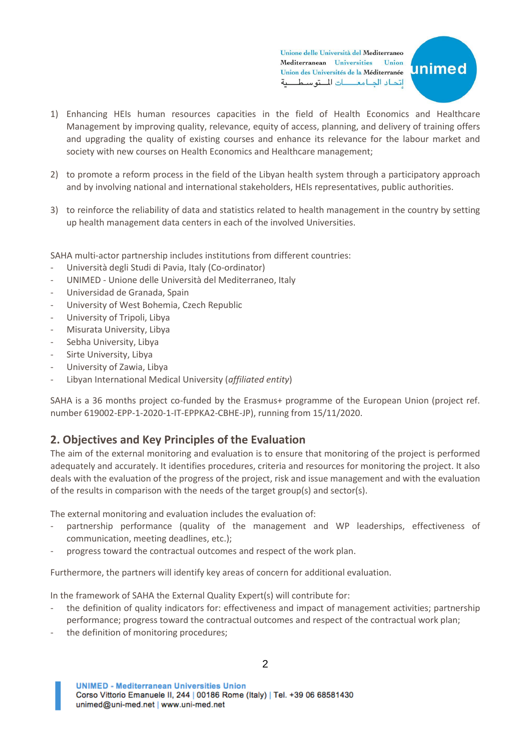1) Enhancing HEIs human resources capacities in the field of Health Economics and Healthcare Management by improving quality, relevance, equity of access, planning, and delivery of training offers and upgrading the quality of existing courses and enhance its relevance for the labour market and society with new courses on Health Economics and Healthcare management;

2) to promote a reform process in the field of the Libyan health system through a participatory approach and by involving national and international stakeholders, HEIs representatives, public authorities.

3) to reinforce the reliability of data and statistics related to health management in the country by setting up health management data centers in each of the involved Universities.

SAHA multi-actor partnership includes institutions from different countries:

- Università degli Studi di Pavia, Italy (Co-ordinator)
- UNIMED - Unione delle Università del Mediterraneo, Italy
- Universidad de Granada, Spain
- University of West Bohemia, Czech Republic
- University of Tripoli, Libya
- Misurata University, Libya
- Sebha University, Libya
- Sirte University, Libya
- University of Zawia, Libya
- Libyan International Medical University (*affiliated entity*)

SAHA is a 36 months project co-funded by the Erasmus+ programme of the European Union (project ref. number 619002-EPP-1-2020-1-IT-EPPKA2-CBHE-JP), running from 15/11/2020.

## 2. Objectives and Key Principles of the Evaluation

The aim of the external monitoring and evaluation is to ensure that monitoring of the project is performed adequately and accurately. It identifies procedures, criteria and resources for monitoring the project. It also deals with the evaluation of the progress of the project, risk and issue management and with the evaluation of the results in comparison with the needs of the target group(s) and sector(s).

The external monitoring and evaluation includes the evaluation of:

- partnership performance (quality of the management and WP leaderships, effectiveness of communication, meeting deadlines, etc.);
- progress toward the contractual outcomes and respect of the work plan.

Furthermore, the partners will identify key areas of concern for additional evaluation.

In the framework of SAHA the External Quality Expert(s) will contribute for:

- the definition of quality indicators for: effectiveness and impact of management activities; partnership performance; progress toward the contractual outcomes and respect of the contractual work plan;
- the definition of monitoring procedures;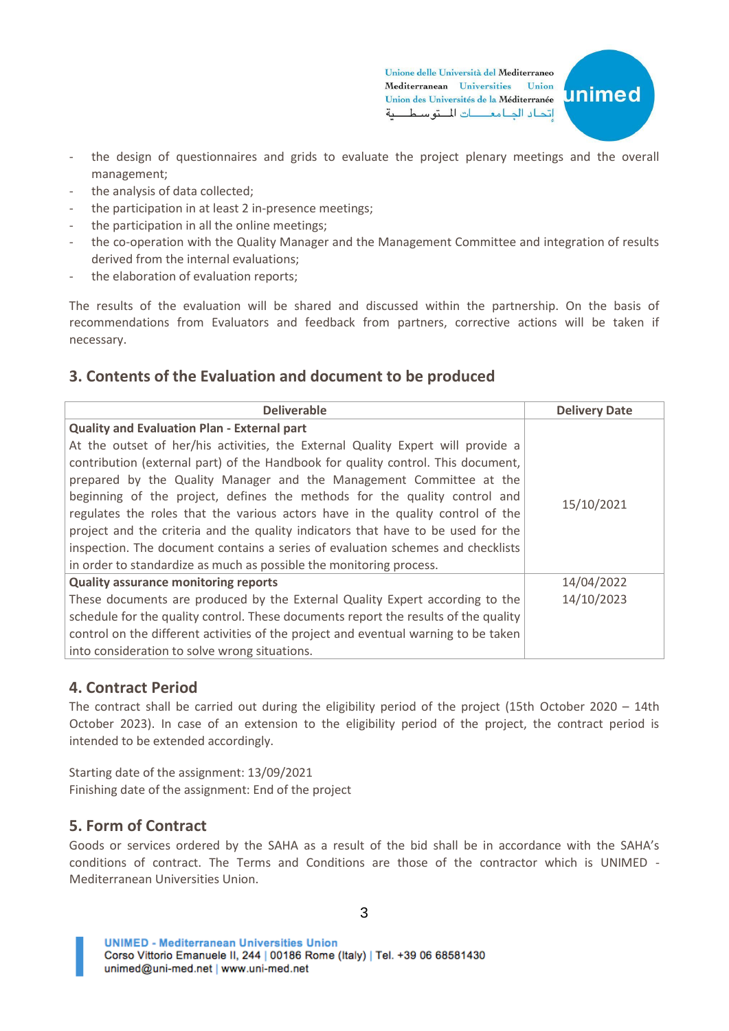- the design of questionnaires and grids to evaluate the project plenary meetings and the overall management;
- the analysis of data collected;
- the participation in at least 2 in-presence meetings;
- the participation in all the online meetings;
- the co-operation with the Quality Manager and the Management Committee and integration of results derived from the internal evaluations;
- the elaboration of evaluation reports;

The results of the evaluation will be shared and discussed within the partnership. On the basis of recommendations from Evaluators and feedback from partners, corrective actions will be taken if necessary.

## 3. Contents of the Evaluation and document to be produced

| Deliverable | Delivery Date |
|---|---|
| **Quality and Evaluation Plan - External part**<br>At the outset of her/his activities, the External Quality Expert will provide a contribution (external part) of the Handbook for quality control. This document, prepared by the Quality Manager and the Management Committee at the beginning of the project, defines the methods for the quality control and regulates the roles that the various actors have in the quality control of the project and the criteria and the quality indicators that have to be used for the inspection. The document contains a series of evaluation schemes and checklists in order to standardize as much as possible the monitoring process. | 15/10/2021 |
| **Quality assurance monitoring reports**<br>These documents are produced by the External Quality Expert according to the schedule for the quality control. These documents report the results of the quality control on the different activities of the project and eventual warning to be taken into consideration to solve wrong situations. | 14/04/2022<br>14/10/2023 |

## 4. Contract Period

The contract shall be carried out during the eligibility period of the project (15th October 2020 – 14th October 2023). In case of an extension to the eligibility period of the project, the contract period is intended to be extended accordingly.

Starting date of the assignment: 13/09/2021
Finishing date of the assignment: End of the project

## 5. Form of Contract

Goods or services ordered by the SAHA as a result of the bid shall be in accordance with the SAHA's conditions of contract. The Terms and Conditions are those of the contractor which is UNIMED - Mediterranean Universities Union.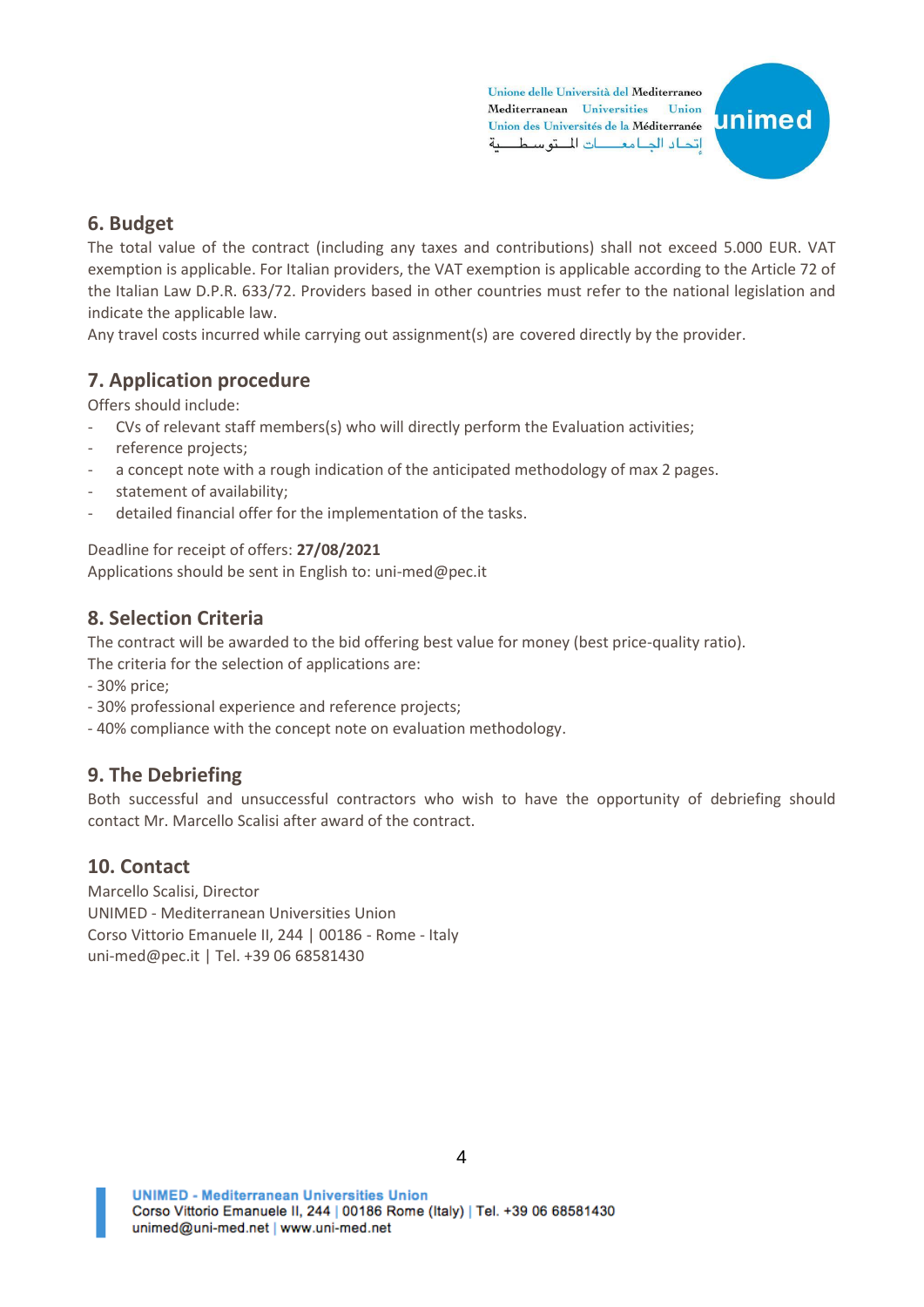## 6. Budget

The total value of the contract (including any taxes and contributions) shall not exceed 5.000 EUR. VAT exemption is applicable. For Italian providers, the VAT exemption is applicable according to the Article 72 of the Italian Law D.P.R. 633/72. Providers based in other countries must refer to the national legislation and indicate the applicable law.

Any travel costs incurred while carrying out assignment(s) are covered directly by the provider.

## 7. Application procedure

Offers should include:

- CVs of relevant staff members(s) who will directly perform the Evaluation activities;
- reference projects;
- a concept note with a rough indication of the anticipated methodology of max 2 pages.
- statement of availability;
- detailed financial offer for the implementation of the tasks.

Deadline for receipt of offers: **27/08/2021**
Applications should be sent in English to: uni-med@pec.it

## 8. Selection Criteria

The contract will be awarded to the bid offering best value for money (best price-quality ratio).
The criteria for the selection of applications are:

- 30% price;
- 30% professional experience and reference projects;
- 40% compliance with the concept note on evaluation methodology.

## 9. The Debriefing

Both successful and unsuccessful contractors who wish to have the opportunity of debriefing should contact Mr. Marcello Scalisi after award of the contract.

## 10. Contact

Marcello Scalisi, Director
UNIMED - Mediterranean Universities Union
Corso Vittorio Emanuele II, 244 | 00186 - Rome - Italy
uni-med@pec.it | Tel. +39 06 68581430